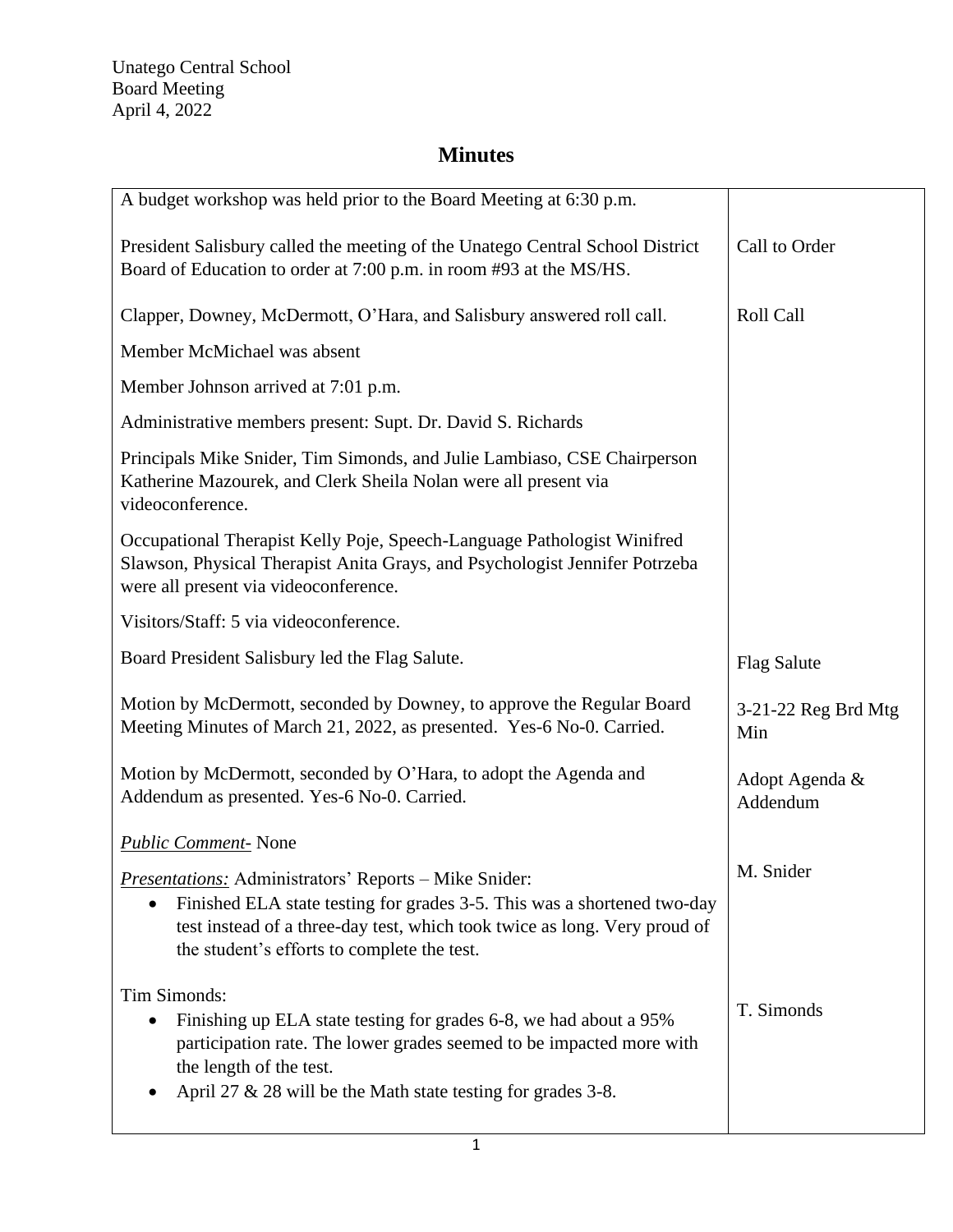Unatego Central School
Board Meeting
April 4, 2022

# Minutes

| | |
|---|---|
| A budget workshop was held prior to the Board Meeting at 6:30 p.m. | |
| President Salisbury called the meeting of the Unatego Central School District Board of Education to order at 7:00 p.m. in room #93 at the MS/HS. | Call to Order |
| Clapper, Downey, McDermott, O'Hara, and Salisbury answered roll call.<br><br>Member McMichael was absent<br><br>Member Johnson arrived at 7:01 p.m.<br><br>Administrative members present: Supt. Dr. David S. Richards<br><br>Principals Mike Snider, Tim Simonds, and Julie Lambiaso, CSE Chairperson Katherine Mazourek, and Clerk Sheila Nolan were all present via videoconference.<br><br>Occupational Therapist Kelly Poje, Speech-Language Pathologist Winifred Slawson, Physical Therapist Anita Grays, and Psychologist Jennifer Potrzeba were all present via videoconference.<br><br>Visitors/Staff: 5 via videoconference. | Roll Call |
| Board President Salisbury led the Flag Salute. | Flag Salute |
| Motion by McDermott, seconded by Downey, to approve the Regular Board Meeting Minutes of March 21, 2022, as presented. Yes-6 No-0. Carried. | 3-21-22 Reg Brd Mtg Min |
| Motion by McDermott, seconded by O'Hara, to adopt the Agenda and Addendum as presented. Yes-6 No-0. Carried. | Adopt Agenda & Addendum |
| *Public Comment-* None | |
| *Presentations:* Administrators' Reports – Mike Snider:<br>• Finished ELA state testing for grades 3-5. This was a shortened two-day test instead of a three-day test, which took twice as long. Very proud of the student's efforts to complete the test. | M. Snider |
| Tim Simonds:<br>• Finishing up ELA state testing for grades 6-8, we had about a 95% participation rate. The lower grades seemed to be impacted more with the length of the test.<br>• April 27 & 28 will be the Math state testing for grades 3-8. | T. Simonds |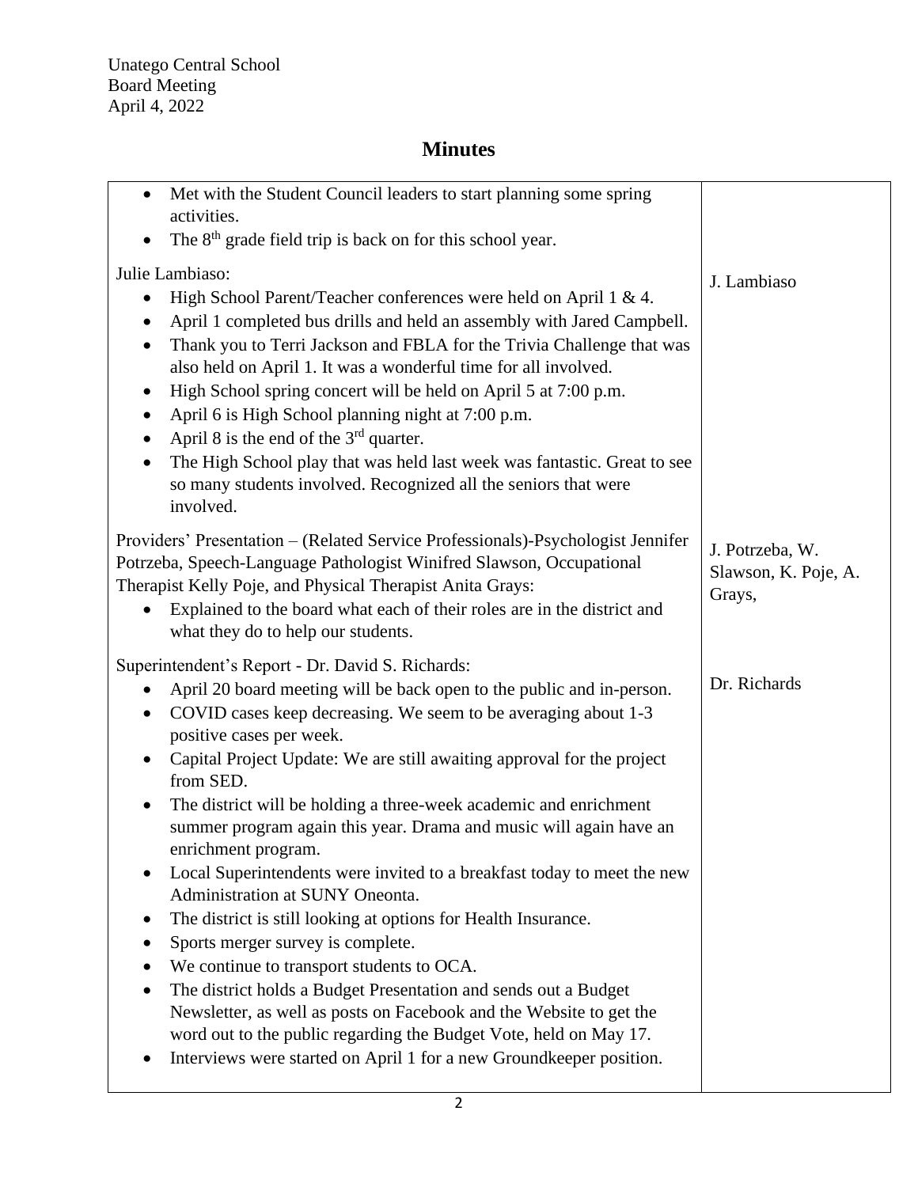Unatego Central School
Board Meeting
April 4, 2022

# Minutes

| | |
|---|---|
| • Met with the Student Council leaders to start planning some spring activities.<br>• The 8th grade field trip is back on for this school year. | |
| Julie Lambiaso:<br>• High School Parent/Teacher conferences were held on April 1 & 4.<br>• April 1 completed bus drills and held an assembly with Jared Campbell.<br>• Thank you to Terri Jackson and FBLA for the Trivia Challenge that was also held on April 1. It was a wonderful time for all involved.<br>• High School spring concert will be held on April 5 at 7:00 p.m.<br>• April 6 is High School planning night at 7:00 p.m.<br>• April 8 is the end of the 3rd quarter.<br>• The High School play that was held last week was fantastic. Great to see so many students involved. Recognized all the seniors that were involved. | J. Lambiaso |
| Providers' Presentation – (Related Service Professionals)-Psychologist Jennifer Potrzeba, Speech-Language Pathologist Winifred Slawson, Occupational Therapist Kelly Poje, and Physical Therapist Anita Grays:<br>• Explained to the board what each of their roles are in the district and what they do to help our students. | J. Potrzeba, W. Slawson, K. Poje, A. Grays, |
| Superintendent's Report - Dr. David S. Richards:<br>• April 20 board meeting will be back open to the public and in-person.<br>• COVID cases keep decreasing. We seem to be averaging about 1-3 positive cases per week.<br>• Capital Project Update: We are still awaiting approval for the project from SED.<br>• The district will be holding a three-week academic and enrichment summer program again this year. Drama and music will again have an enrichment program.<br>• Local Superintendents were invited to a breakfast today to meet the new Administration at SUNY Oneonta.<br>• The district is still looking at options for Health Insurance.<br>• Sports merger survey is complete.<br>• We continue to transport students to OCA.<br>• The district holds a Budget Presentation and sends out a Budget Newsletter, as well as posts on Facebook and the Website to get the word out to the public regarding the Budget Vote, held on May 17.<br>• Interviews were started on April 1 for a new Groundkeeper position. | Dr. Richards |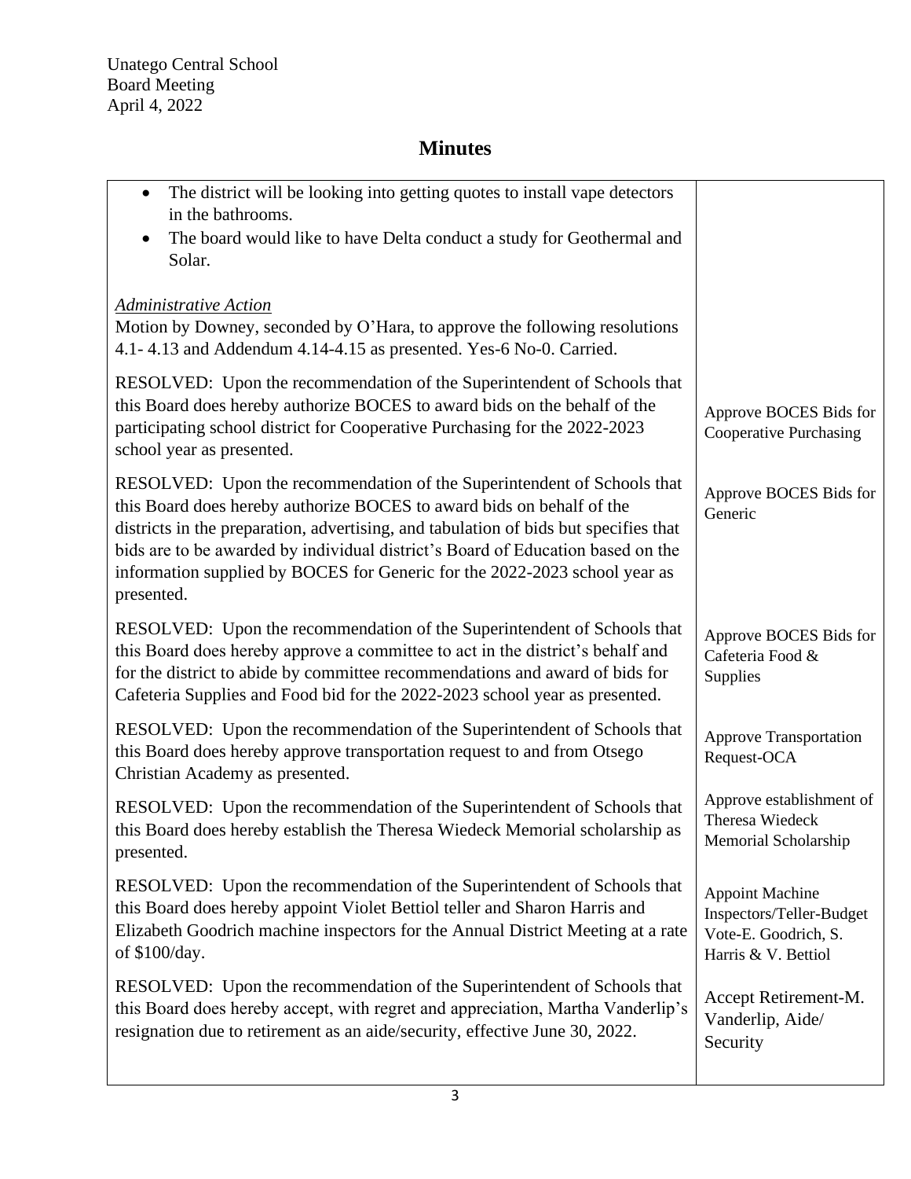Unatego Central School
Board Meeting
April 4, 2022

# Minutes

| | |
|---|---|
| • The district will be looking into getting quotes to install vape detectors in the bathrooms.<br>• The board would like to have Delta conduct a study for Geothermal and Solar. | |
| *Administrative Action*<br>Motion by Downey, seconded by O'Hara, to approve the following resolutions 4.1- 4.13 and Addendum 4.14-4.15 as presented. Yes-6 No-0. Carried. | |
| RESOLVED: Upon the recommendation of the Superintendent of Schools that this Board does hereby authorize BOCES to award bids on the behalf of the participating school district for Cooperative Purchasing for the 2022-2023 school year as presented. | Approve BOCES Bids for Cooperative Purchasing |
| RESOLVED: Upon the recommendation of the Superintendent of Schools that this Board does hereby authorize BOCES to award bids on behalf of the districts in the preparation, advertising, and tabulation of bids but specifies that bids are to be awarded by individual district's Board of Education based on the information supplied by BOCES for Generic for the 2022-2023 school year as presented. | Approve BOCES Bids for Generic |
| RESOLVED: Upon the recommendation of the Superintendent of Schools that this Board does hereby approve a committee to act in the district's behalf and for the district to abide by committee recommendations and award of bids for Cafeteria Supplies and Food bid for the 2022-2023 school year as presented. | Approve BOCES Bids for Cafeteria Food & Supplies |
| RESOLVED: Upon the recommendation of the Superintendent of Schools that this Board does hereby approve transportation request to and from Otsego Christian Academy as presented. | Approve Transportation Request-OCA |
| RESOLVED: Upon the recommendation of the Superintendent of Schools that this Board does hereby establish the Theresa Wiedeck Memorial scholarship as presented. | Approve establishment of Theresa Wiedeck Memorial Scholarship |
| RESOLVED: Upon the recommendation of the Superintendent of Schools that this Board does hereby appoint Violet Bettiol teller and Sharon Harris and Elizabeth Goodrich machine inspectors for the Annual District Meeting at a rate of $100/day. | Appoint Machine Inspectors/Teller-Budget Vote-E. Goodrich, S. Harris & V. Bettiol |
| RESOLVED: Upon the recommendation of the Superintendent of Schools that this Board does hereby accept, with regret and appreciation, Martha Vanderlip's resignation due to retirement as an aide/security, effective June 30, 2022. | Accept Retirement-M. Vanderlip, Aide/ Security |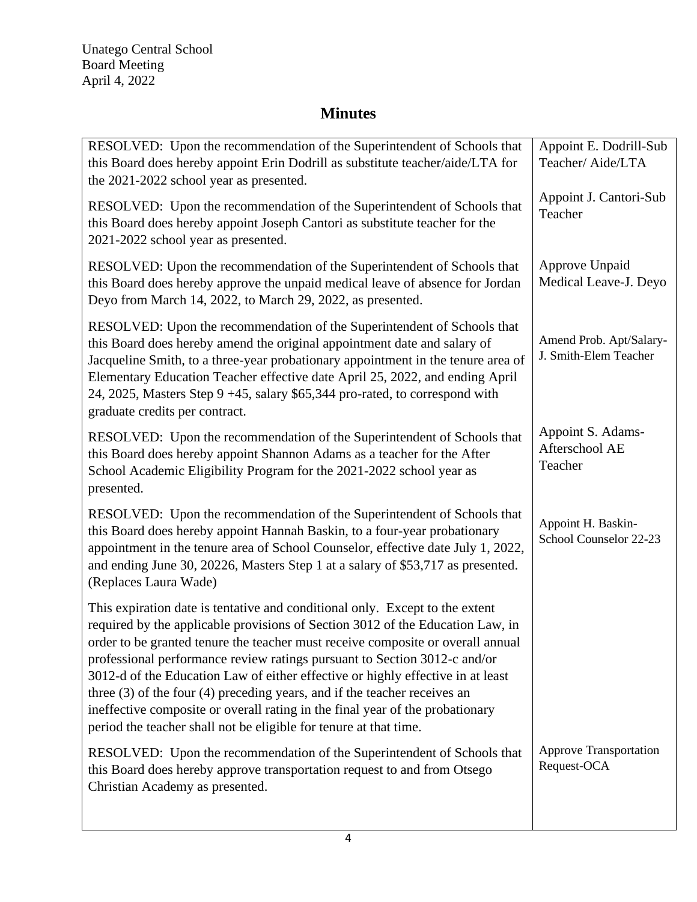Unatego Central School
Board Meeting
April 4, 2022

# Minutes

| | |
|---|---|
| RESOLVED: Upon the recommendation of the Superintendent of Schools that this Board does hereby appoint Erin Dodrill as substitute teacher/aide/LTA for the 2021-2022 school year as presented. | Appoint E. Dodrill-Sub Teacher/ Aide/LTA |
| RESOLVED: Upon the recommendation of the Superintendent of Schools that this Board does hereby appoint Joseph Cantori as substitute teacher for the 2021-2022 school year as presented. | Appoint J. Cantori-Sub Teacher |
| RESOLVED: Upon the recommendation of the Superintendent of Schools that this Board does hereby approve the unpaid medical leave of absence for Jordan Deyo from March 14, 2022, to March 29, 2022, as presented. | Approve Unpaid Medical Leave-J. Deyo |
| RESOLVED: Upon the recommendation of the Superintendent of Schools that this Board does hereby amend the original appointment date and salary of Jacqueline Smith, to a three-year probationary appointment in the tenure area of Elementary Education Teacher effective date April 25, 2022, and ending April 24, 2025, Masters Step 9 +45, salary $65,344 pro-rated, to correspond with graduate credits per contract. | Amend Prob. Apt/Salary-J. Smith-Elem Teacher |
| RESOLVED: Upon the recommendation of the Superintendent of Schools that this Board does hereby appoint Shannon Adams as a teacher for the After School Academic Eligibility Program for the 2021-2022 school year as presented. | Appoint S. Adams-Afterschool AE Teacher |
| RESOLVED: Upon the recommendation of the Superintendent of Schools that this Board does hereby appoint Hannah Baskin, to a four-year probationary appointment in the tenure area of School Counselor, effective date July 1, 2022, and ending June 30, 20226, Masters Step 1 at a salary of $53,717 as presented. (Replaces Laura Wade) | Appoint H. Baskin-School Counselor 22-23 |
| This expiration date is tentative and conditional only. Except to the extent required by the applicable provisions of Section 3012 of the Education Law, in order to be granted tenure the teacher must receive composite or overall annual professional performance review ratings pursuant to Section 3012-c and/or 3012-d of the Education Law of either effective or highly effective in at least three (3) of the four (4) preceding years, and if the teacher receives an ineffective composite or overall rating in the final year of the probationary period the teacher shall not be eligible for tenure at that time. | |
| RESOLVED: Upon the recommendation of the Superintendent of Schools that this Board does hereby approve transportation request to and from Otsego Christian Academy as presented. | Approve Transportation Request-OCA |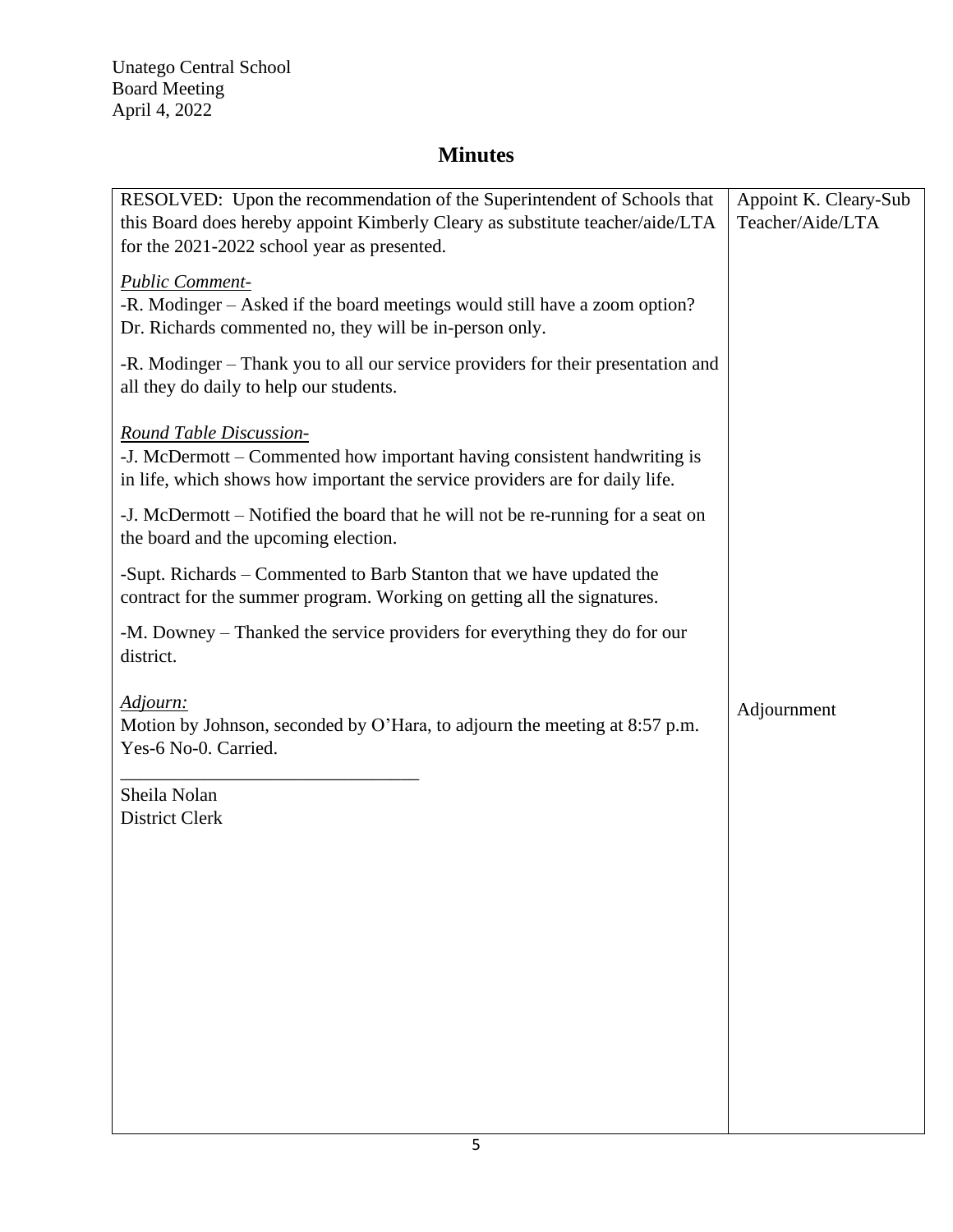Unatego Central School
Board Meeting
April 4, 2022

# Minutes

| | |
|---|---|
| RESOLVED: Upon the recommendation of the Superintendent of Schools that this Board does hereby appoint Kimberly Cleary as substitute teacher/aide/LTA for the 2021-2022 school year as presented. | Appoint K. Cleary-Sub Teacher/Aide/LTA |
| *Public Comment-*<br>-R. Modinger – Asked if the board meetings would still have a zoom option? Dr. Richards commented no, they will be in-person only.<br><br>-R. Modinger – Thank you to all our service providers for their presentation and all they do daily to help our students. | |
| *Round Table Discussion-*<br>-J. McDermott – Commented how important having consistent handwriting is in life, which shows how important the service providers are for daily life.<br><br>-J. McDermott – Notified the board that he will not be re-running for a seat on the board and the upcoming election.<br><br>-Supt. Richards – Commented to Barb Stanton that we have updated the contract for the summer program. Working on getting all the signatures.<br><br>-M. Downey – Thanked the service providers for everything they do for our district. | |
| *Adjourn:*<br>Motion by Johnson, seconded by O'Hara, to adjourn the meeting at 8:57 p.m. Yes-6 No-0. Carried.<br><br>\_\_\_\_\_\_\_\_\_\_\_\_\_\_\_\_\_\_\_\_\_\_\_\_\_\_\_\_\_\_<br>Sheila Nolan<br>District Clerk | Adjournment |